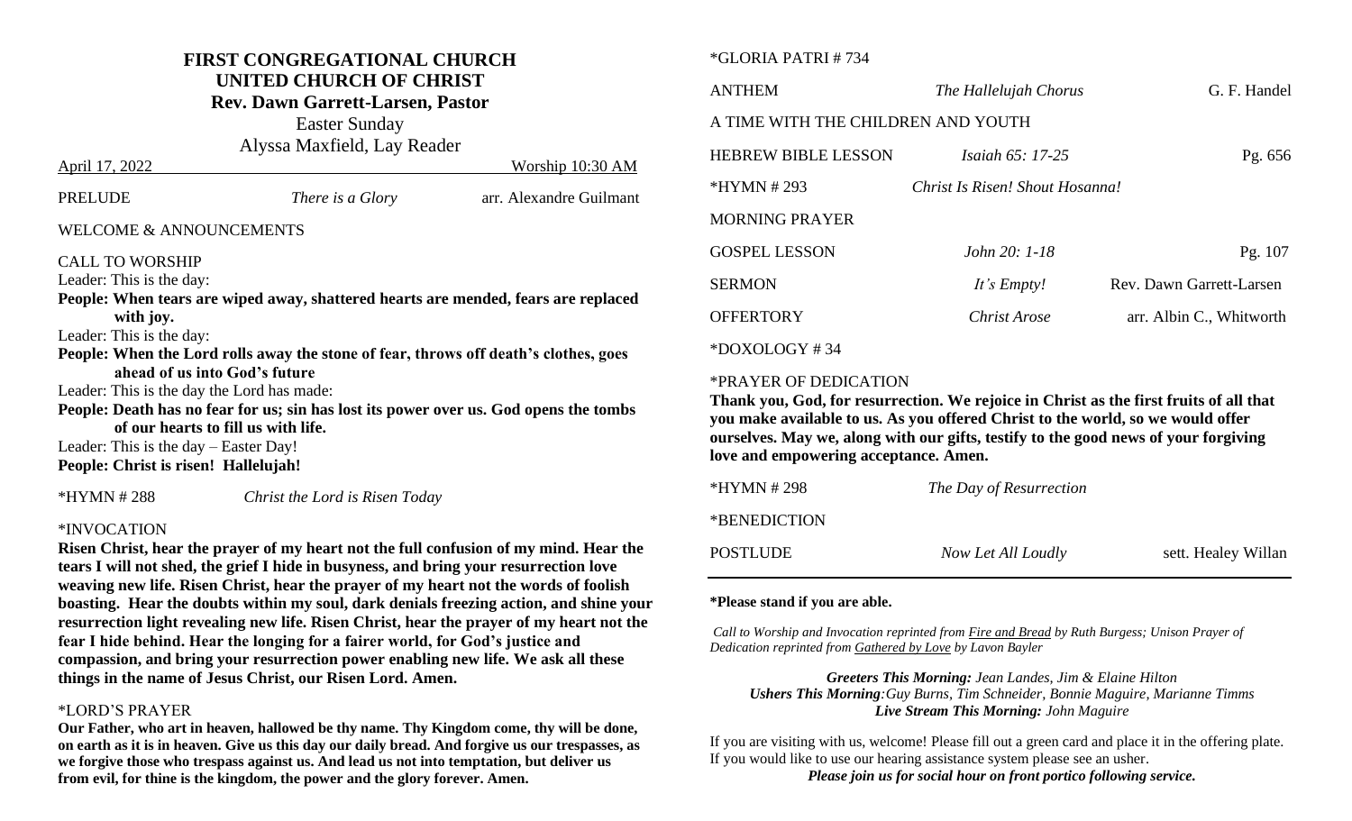# FIRST CONGREGATIONAL CHURCH
## UNITED CHURCH OF CHRIST
### Rev. Dawn Garrett-Larsen, Pastor

Easter Sunday

Alyssa Maxfield, Lay Reader

April 17, 2022 — Worship 10:30 AM

PRELUDE — *There is a Glory* — arr. Alexandre Guilmant

WELCOME & ANNOUNCEMENTS

CALL TO WORSHIP

Leader: This is the day:

**People: When tears are wiped away, shattered hearts are mended, fears are replaced with joy.**

Leader: This is the day:

**People: When the Lord rolls away the stone of fear, throws off death's clothes, goes ahead of us into God's future**

Leader: This is the day the Lord has made:

**People: Death has no fear for us; sin has lost its power over us. God opens the tombs of our hearts to fill us with life.**

Leader: This is the day – Easter Day!

**People: Christ is risen! Hallelujah!**

*HYMN # 288 — *Christ the Lord is Risen Today*

*INVOCATION

**Risen Christ, hear the prayer of my heart not the full confusion of my mind. Hear the tears I will not shed, the grief I hide in busyness, and bring your resurrection love weaving new life. Risen Christ, hear the prayer of my heart not the words of foolish boasting. Hear the doubts within my soul, dark denials freezing action, and shine your resurrection light revealing new life. Risen Christ, hear the prayer of my heart not the fear I hide behind. Hear the longing for a fairer world, for God's justice and compassion, and bring your resurrection power enabling new life. We ask all these things in the name of Jesus Christ, our Risen Lord. Amen.**

*LORD'S PRAYER

**Our Father, who art in heaven, hallowed be thy name. Thy Kingdom come, thy will be done, on earth as it is in heaven. Give us this day our daily bread. And forgive us our trespasses, as we forgive those who trespass against us. And lead us not into temptation, but deliver us from evil, for thine is the kingdom, the power and the glory forever. Amen.**

*GLORIA PATRI # 734

ANTHEM — *The Hallelujah Chorus* — G. F. Handel

A TIME WITH THE CHILDREN AND YOUTH

HEBREW BIBLE LESSON — *Isaiah 65: 17-25* — Pg. 656

*HYMN # 293 — *Christ Is Risen! Shout Hosanna!*

MORNING PRAYER

GOSPEL LESSON — *John 20: 1-18* — Pg. 107

SERMON — *It's Empty!* — Rev. Dawn Garrett-Larsen

OFFERTORY — *Christ Arose* — arr. Albin C., Whitworth

*DOXOLOGY # 34

*PRAYER OF DEDICATION

**Thank you, God, for resurrection. We rejoice in Christ as the first fruits of all that you make available to us. As you offered Christ to the world, so we would offer ourselves. May we, along with our gifts, testify to the good news of your forgiving love and empowering acceptance. Amen.**

*HYMN # 298 — *The Day of Resurrection*

*BENEDICTION

POSTLUDE — *Now Let All Loudly* — sett. Healey Willan

**\*Please stand if you are able.**

*Call to Worship and Invocation reprinted from Fire and Bread by Ruth Burgess; Unison Prayer of Dedication reprinted from Gathered by Love by Lavon Bayler*

***Greeters This Morning:** Jean Landes, Jim & Elaine Hilton*

***Ushers This Morning:** Guy Burns, Tim Schneider, Bonnie Maguire, Marianne Timms*

***Live Stream This Morning:** John Maguire*

If you are visiting with us, welcome! Please fill out a green card and place it in the offering plate. If you would like to use our hearing assistance system please see an usher.

***Please join us for social hour on front portico following service.***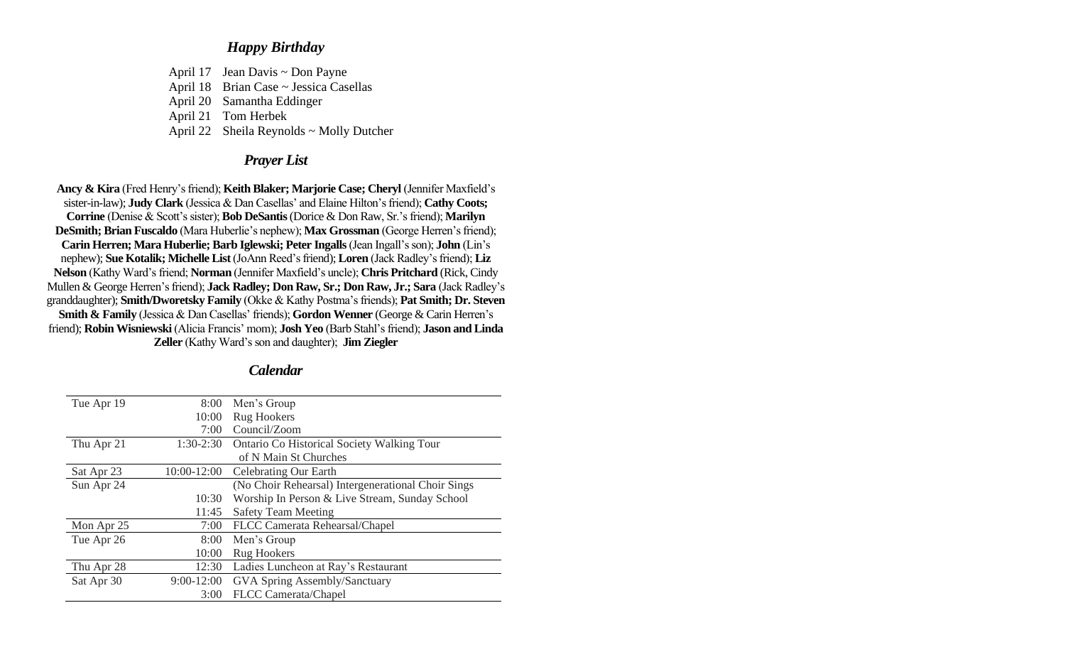## *Happy Birthday*

April 17 Jean Davis ~ Don Payne
April 18 Brian Case ~ Jessica Casellas
April 20 Samantha Eddinger
April 21 Tom Herbek
April 22 Sheila Reynolds ~ Molly Dutcher

## *Prayer List*

**Ancy & Kira** (Fred Henry's friend); **Keith Blaker; Marjorie Case; Cheryl** (Jennifer Maxfield's sister-in-law); **Judy Clark** (Jessica & Dan Casellas' and Elaine Hilton's friend); **Cathy Coots; Corrine** (Denise & Scott's sister); **Bob DeSantis** (Dorice & Don Raw, Sr.'s friend); **Marilyn DeSmith; Brian Fuscaldo** (Mara Huberlie's nephew); **Max Grossman** (George Herren's friend); **Carin Herren; Mara Huberlie; Barb Iglewski; Peter Ingalls** (Jean Ingall's son); **John** (Lin's nephew); **Sue Kotalik; Michelle List** (JoAnn Reed's friend); **Loren** (Jack Radley's friend); **Liz Nelson** (Kathy Ward's friend; **Norman** (Jennifer Maxfield's uncle); **Chris Pritchard** (Rick, Cindy Mullen & George Herren's friend); **Jack Radley; Don Raw, Sr.; Don Raw, Jr.; Sara** (Jack Radley's granddaughter); **Smith/Dworetsky Family** (Okke & Kathy Postma's friends); **Pat Smith; Dr. Steven Smith & Family** (Jessica & Dan Casellas' friends); **Gordon Wenner** (George & Carin Herren's friend); **Robin Wisniewski** (Alicia Francis' mom); **Josh Yeo** (Barb Stahl's friend); **Jason and Linda Zeller** (Kathy Ward's son and daughter); **Jim Ziegler**

## *Calendar*

| | | |
|---|---|---|
| Tue Apr 19 | 8:00 | Men's Group |
| | 10:00 | Rug Hookers |
| | 7:00 | Council/Zoom |
| Thu Apr 21 | 1:30-2:30 | Ontario Co Historical Society Walking Tour of N Main St Churches |
| Sat Apr 23 | 10:00-12:00 | Celebrating Our Earth |
| Sun Apr 24 | | (No Choir Rehearsal) Intergenerational Choir Sings |
| | 10:30 | Worship In Person & Live Stream, Sunday School |
| | 11:45 | Safety Team Meeting |
| Mon Apr 25 | 7:00 | FLCC Camerata Rehearsal/Chapel |
| Tue Apr 26 | 8:00 | Men's Group |
| | 10:00 | Rug Hookers |
| Thu Apr 28 | 12:30 | Ladies Luncheon at Ray's Restaurant |
| Sat Apr 30 | 9:00-12:00 | GVA Spring Assembly/Sanctuary |
| | 3:00 | FLCC Camerata/Chapel |